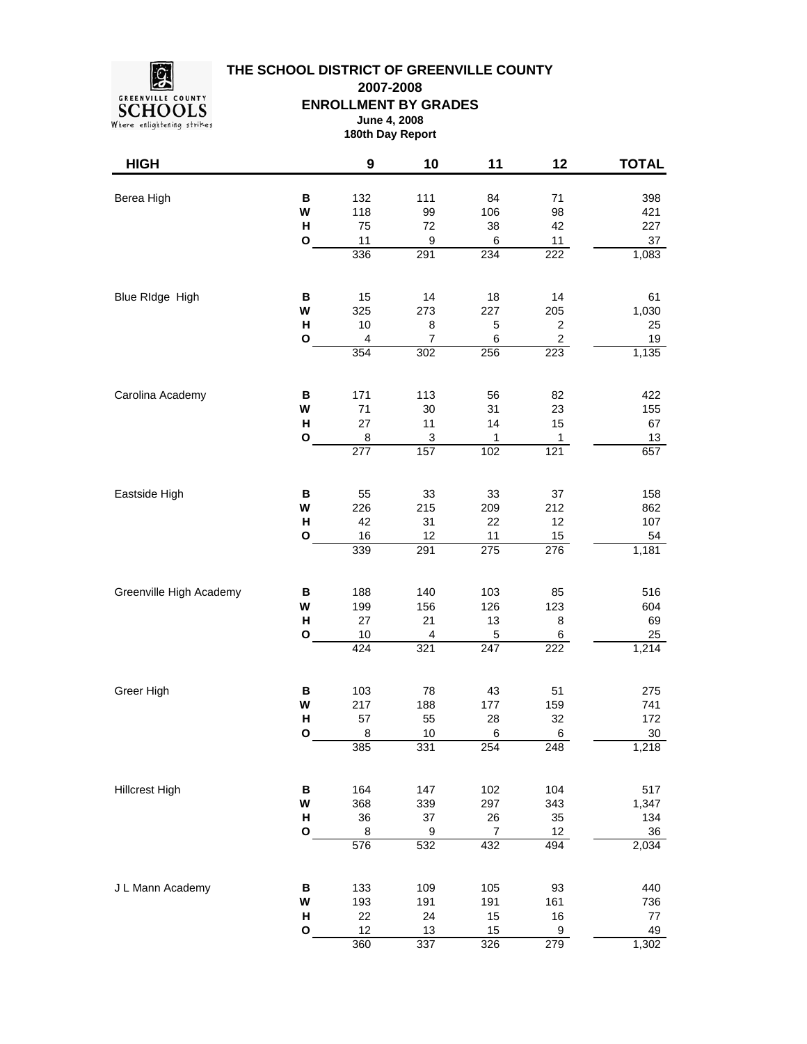# THE SCHOOL DISTRICT OF GREENVILLE COUNTY

## 2007-2008

## ENROLLMENT BY GRADES

**June 4, 2008**

**180th Day Report**

| HIGH | | 9 | 10 | 11 | 12 | TOTAL |
|---|---|---|---|---|---|---|
| Berea High | B | 132 | 111 | 84 | 71 | 398 |
| | W | 118 | 99 | 106 | 98 | 421 |
| | H | 75 | 72 | 38 | 42 | 227 |
| | O | 11 | 9 | 6 | 11 | 37 |
| | | 336 | 291 | 234 | 222 | 1,083 |
| Blue RIdge High | B | 15 | 14 | 18 | 14 | 61 |
| | W | 325 | 273 | 227 | 205 | 1,030 |
| | H | 10 | 8 | 5 | 2 | 25 |
| | O | 4 | 7 | 6 | 2 | 19 |
| | | 354 | 302 | 256 | 223 | 1,135 |
| Carolina Academy | B | 171 | 113 | 56 | 82 | 422 |
| | W | 71 | 30 | 31 | 23 | 155 |
| | H | 27 | 11 | 14 | 15 | 67 |
| | O | 8 | 3 | 1 | 1 | 13 |
| | | 277 | 157 | 102 | 121 | 657 |
| Eastside High | B | 55 | 33 | 33 | 37 | 158 |
| | W | 226 | 215 | 209 | 212 | 862 |
| | H | 42 | 31 | 22 | 12 | 107 |
| | O | 16 | 12 | 11 | 15 | 54 |
| | | 339 | 291 | 275 | 276 | 1,181 |
| Greenville High Academy | B | 188 | 140 | 103 | 85 | 516 |
| | W | 199 | 156 | 126 | 123 | 604 |
| | H | 27 | 21 | 13 | 8 | 69 |
| | O | 10 | 4 | 5 | 6 | 25 |
| | | 424 | 321 | 247 | 222 | 1,214 |
| Greer High | B | 103 | 78 | 43 | 51 | 275 |
| | W | 217 | 188 | 177 | 159 | 741 |
| | H | 57 | 55 | 28 | 32 | 172 |
| | O | 8 | 10 | 6 | 6 | 30 |
| | | 385 | 331 | 254 | 248 | 1,218 |
| Hillcrest High | B | 164 | 147 | 102 | 104 | 517 |
| | W | 368 | 339 | 297 | 343 | 1,347 |
| | H | 36 | 37 | 26 | 35 | 134 |
| | O | 8 | 9 | 7 | 12 | 36 |
| | | 576 | 532 | 432 | 494 | 2,034 |
| J L Mann Academy | B | 133 | 109 | 105 | 93 | 440 |
| | W | 193 | 191 | 191 | 161 | 736 |
| | H | 22 | 24 | 15 | 16 | 77 |
| | O | 12 | 13 | 15 | 9 | 49 |
| | | 360 | 337 | 326 | 279 | 1,302 |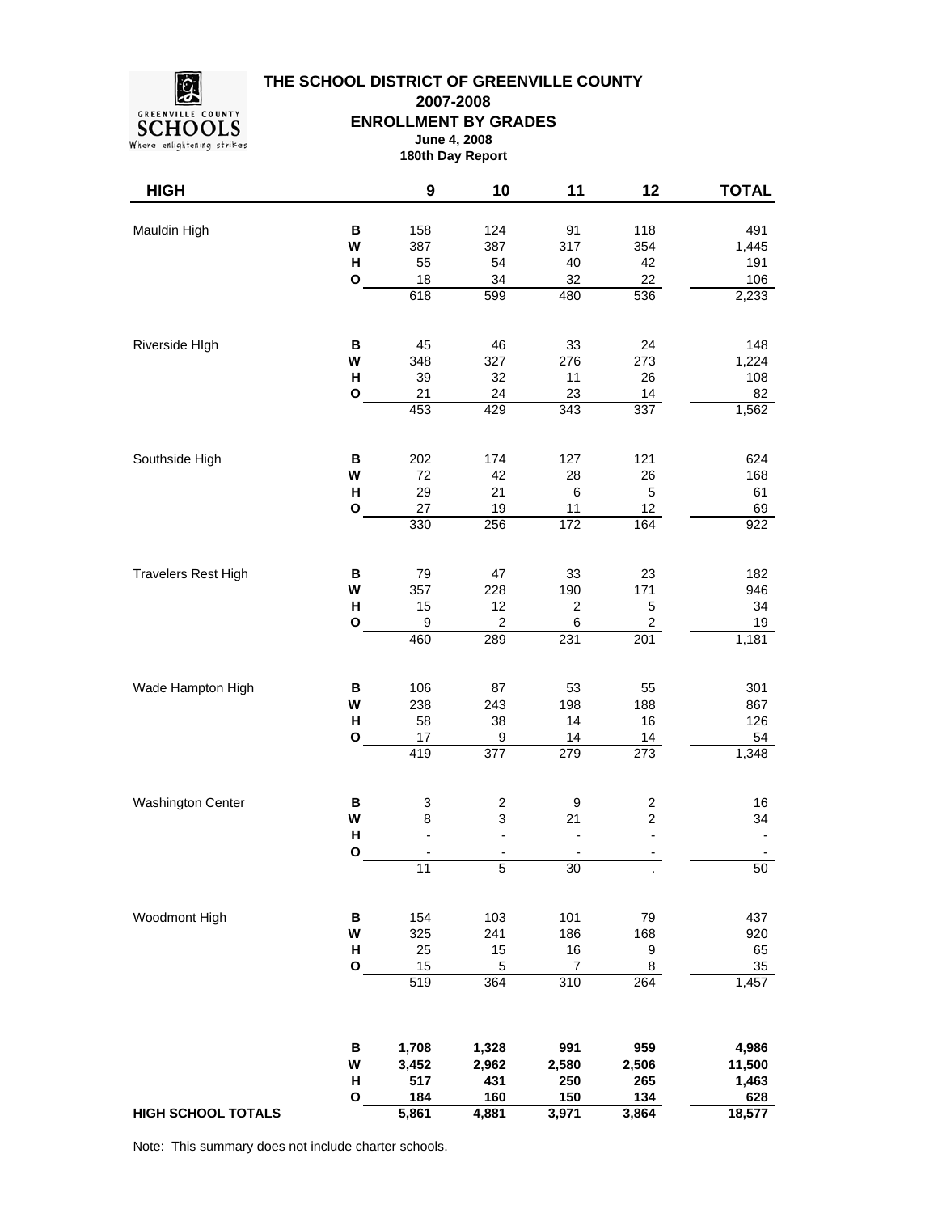**THE SCHOOL DISTRICT OF GREENVILLE COUNTY**

**2007-2008**

**ENROLLMENT BY GRADES**

**June 4, 2008**

**180th Day Report**

| HIGH | | 9 | 10 | 11 | 12 | TOTAL |
|---|---|---|---|---|---|---|
| Mauldin High | B | 158 | 124 | 91 | 118 | 491 |
| | W | 387 | 387 | 317 | 354 | 1,445 |
| | H | 55 | 54 | 40 | 42 | 191 |
| | O | 18 | 34 | 32 | 22 | 106 |
| | | 618 | 599 | 480 | 536 | 2,233 |
| Riverside HIgh | B | 45 | 46 | 33 | 24 | 148 |
| | W | 348 | 327 | 276 | 273 | 1,224 |
| | H | 39 | 32 | 11 | 26 | 108 |
| | O | 21 | 24 | 23 | 14 | 82 |
| | | 453 | 429 | 343 | 337 | 1,562 |
| Southside High | B | 202 | 174 | 127 | 121 | 624 |
| | W | 72 | 42 | 28 | 26 | 168 |
| | H | 29 | 21 | 6 | 5 | 61 |
| | O | 27 | 19 | 11 | 12 | 69 |
| | | 330 | 256 | 172 | 164 | 922 |
| Travelers Rest High | B | 79 | 47 | 33 | 23 | 182 |
| | W | 357 | 228 | 190 | 171 | 946 |
| | H | 15 | 12 | 2 | 5 | 34 |
| | O | 9 | 2 | 6 | 2 | 19 |
| | | 460 | 289 | 231 | 201 | 1,181 |
| Wade Hampton High | B | 106 | 87 | 53 | 55 | 301 |
| | W | 238 | 243 | 198 | 188 | 867 |
| | H | 58 | 38 | 14 | 16 | 126 |
| | O | 17 | 9 | 14 | 14 | 54 |
| | | 419 | 377 | 279 | 273 | 1,348 |
| Washington Center | B | 3 | 2 | 9 | 2 | 16 |
| | W | 8 | 3 | 21 | 2 | 34 |
| | H | - | - | - | - | - |
| | O | - | - | - | - | - |
| | | 11 | 5 | 30 | . | 50 |
| Woodmont High | B | 154 | 103 | 101 | 79 | 437 |
| | W | 325 | 241 | 186 | 168 | 920 |
| | H | 25 | 15 | 16 | 9 | 65 |
| | O | 15 | 5 | 7 | 8 | 35 |
| | | 519 | 364 | 310 | 264 | 1,457 |
| | **B** | **1,708** | **1,328** | **991** | **959** | **4,986** |
| | **W** | **3,452** | **2,962** | **2,580** | **2,506** | **11,500** |
| | **H** | **517** | **431** | **250** | **265** | **1,463** |
| | **O** | **184** | **160** | **150** | **134** | **628** |
| **HIGH SCHOOL TOTALS** | | **5,861** | **4,881** | **3,971** | **3,864** | **18,577** |

Note: This summary does not include charter schools.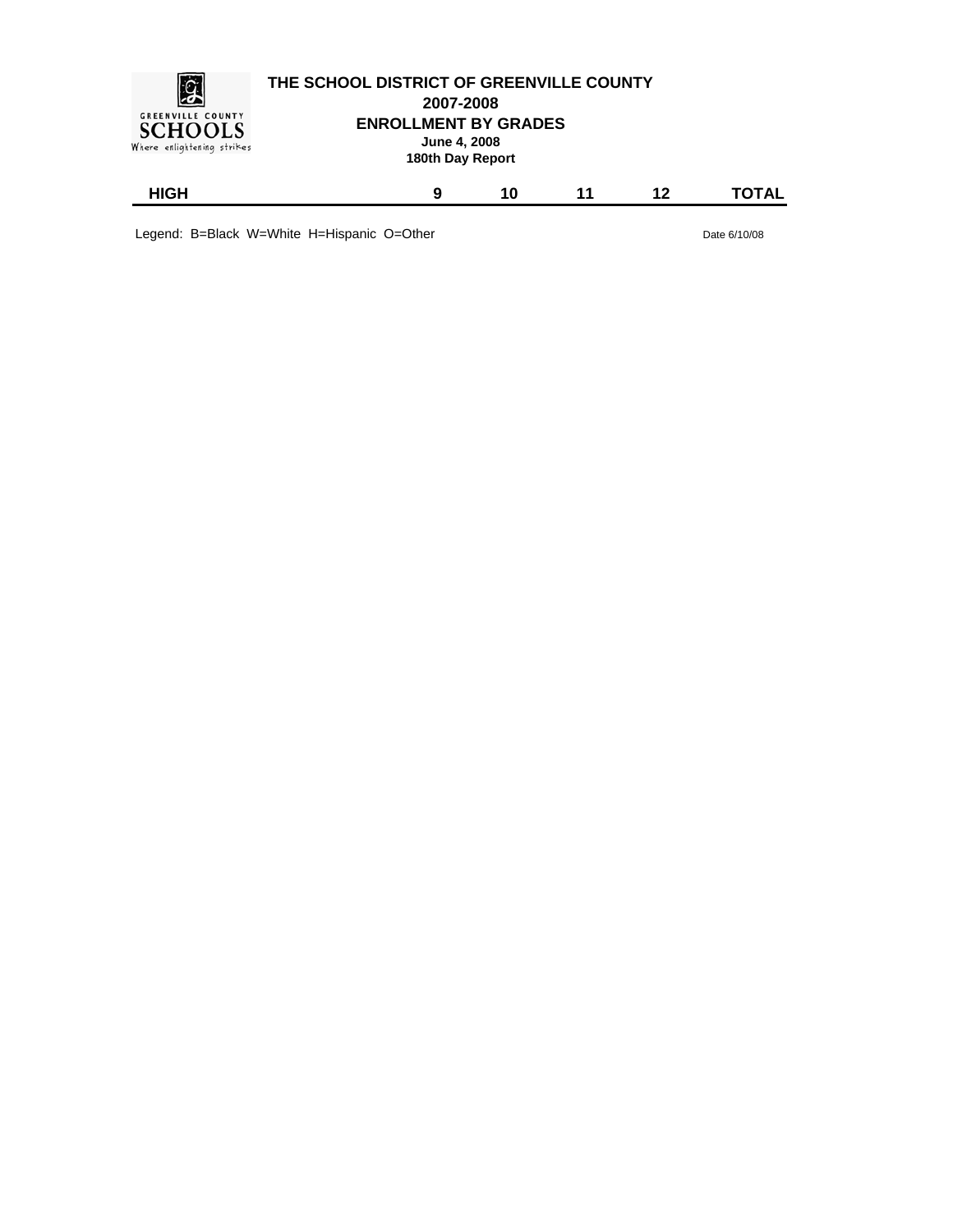# THE SCHOOL DISTRICT OF GREENVILLE COUNTY

## 2007-2008

## ENROLLMENT BY GRADES

**June 4, 2008**

**180th Day Report**

| HIGH | 9 | 10 | 11 | 12 | TOTAL |
|---|---|---|---|---|---|

Legend: B=Black W=White H=Hispanic O=Other

Date 6/10/08